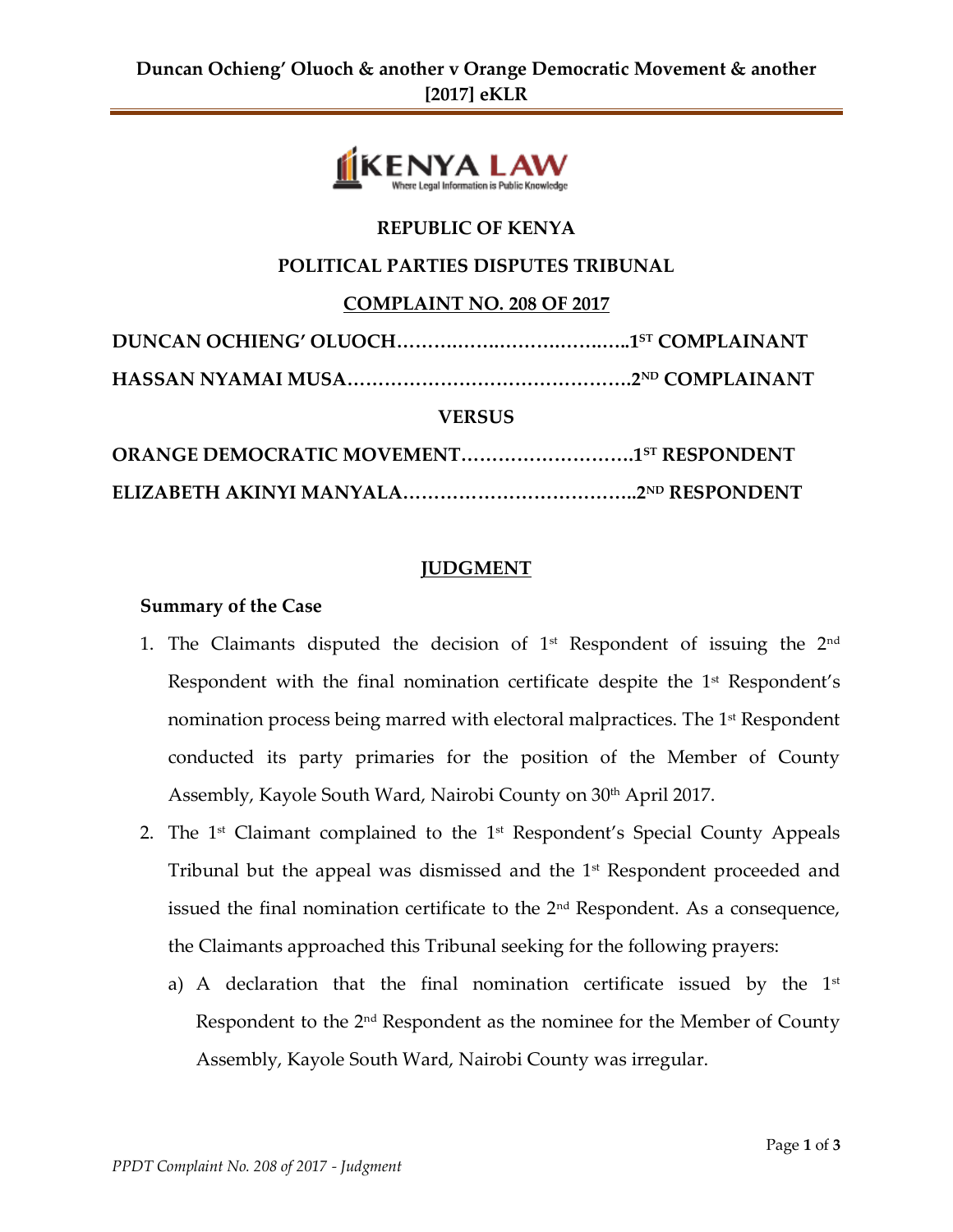REPUBLIC OF KENYA

POLITICAL PARTIES DISPUTES TRIBUNAL

COMPLAINT NO. 208 OF 2017

**DUNCAN OCHIENG' OLUOCH……………………………………1ST COMPLAINANT**

**HASSAN NYAMAI MUSA………………………………………2ND COMPLAINANT**

**VERSUS**

**ORANGE DEMOCRATIC MOVEMENT………………………1ST RESPONDENT**

**ELIZABETH AKINYI MANYALA………………………………2ND RESPONDENT**

## JUDGMENT

### Summary of the Case

1. The Claimants disputed the decision of 1st Respondent of issuing the 2nd Respondent with the final nomination certificate despite the 1st Respondent's nomination process being marred with electoral malpractices. The 1st Respondent conducted its party primaries for the position of the Member of County Assembly, Kayole South Ward, Nairobi County on 30th April 2017.
2. The 1st Claimant complained to the 1st Respondent's Special County Appeals Tribunal but the appeal was dismissed and the 1st Respondent proceeded and issued the final nomination certificate to the 2nd Respondent. As a consequence, the Claimants approached this Tribunal seeking for the following prayers:
   a) A declaration that the final nomination certificate issued by the 1st Respondent to the 2nd Respondent as the nominee for the Member of County Assembly, Kayole South Ward, Nairobi County was irregular.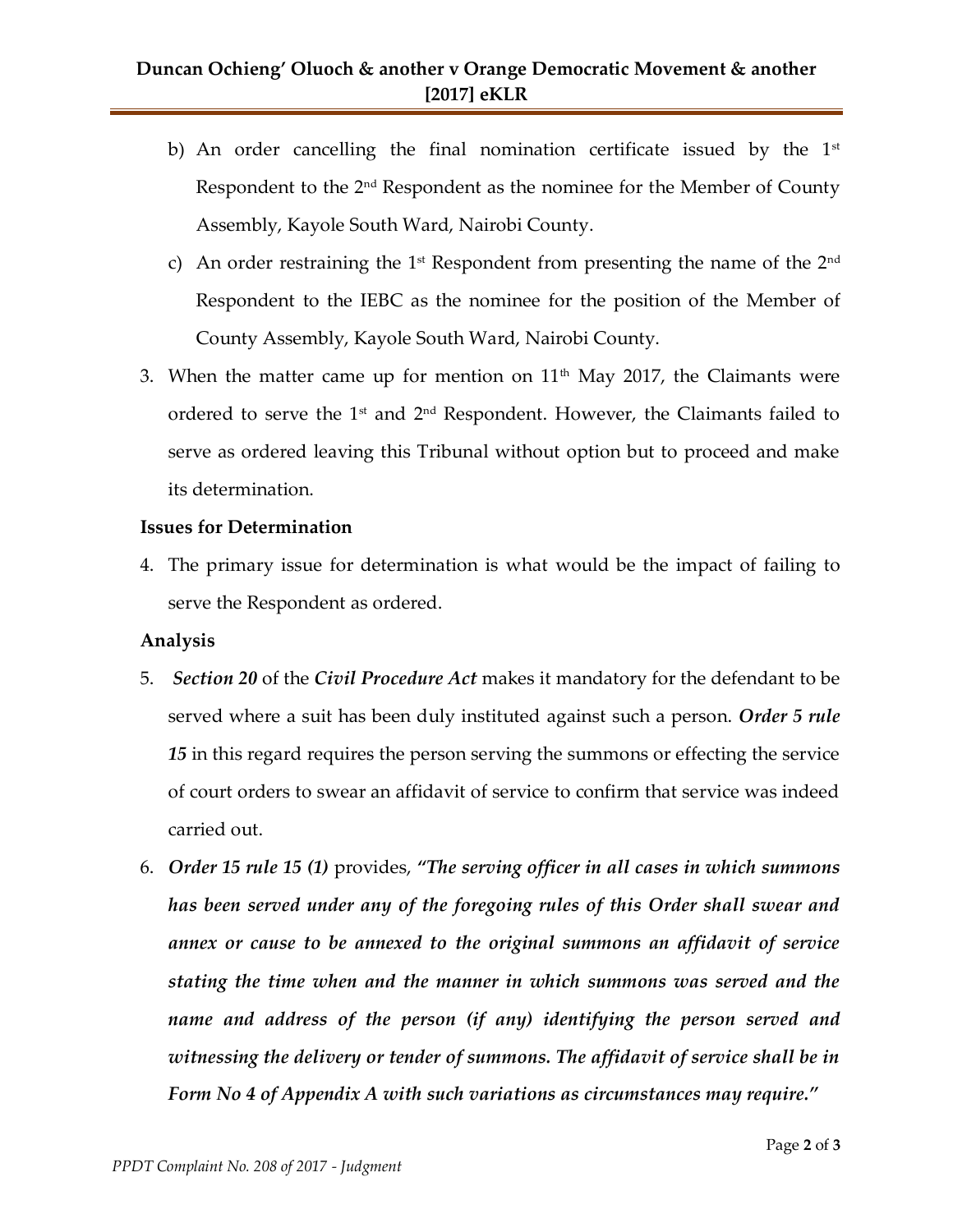b) An order cancelling the final nomination certificate issued by the 1st Respondent to the 2nd Respondent as the nominee for the Member of County Assembly, Kayole South Ward, Nairobi County.

c) An order restraining the 1st Respondent from presenting the name of the 2nd Respondent to the IEBC as the nominee for the position of the Member of County Assembly, Kayole South Ward, Nairobi County.

3. When the matter came up for mention on 11th May 2017, the Claimants were ordered to serve the 1st and 2nd Respondent. However, the Claimants failed to serve as ordered leaving this Tribunal without option but to proceed and make its determination.

**Issues for Determination**

4. The primary issue for determination is what would be the impact of failing to serve the Respondent as ordered.

**Analysis**

5. ***Section 20*** of the ***Civil Procedure Act*** makes it mandatory for the defendant to be served where a suit has been duly instituted against such a person. ***Order 5 rule 15*** in this regard requires the person serving the summons or effecting the service of court orders to swear an affidavit of service to confirm that service was indeed carried out.

6. ***Order 15 rule 15 (1)*** provides, ***"The serving officer in all cases in which summons has been served under any of the foregoing rules of this Order shall swear and annex or cause to be annexed to the original summons an affidavit of service stating the time when and the manner in which summons was served and the name and address of the person (if any) identifying the person served and witnessing the delivery or tender of summons. The affidavit of service shall be in Form No 4 of Appendix A with such variations as circumstances may require."***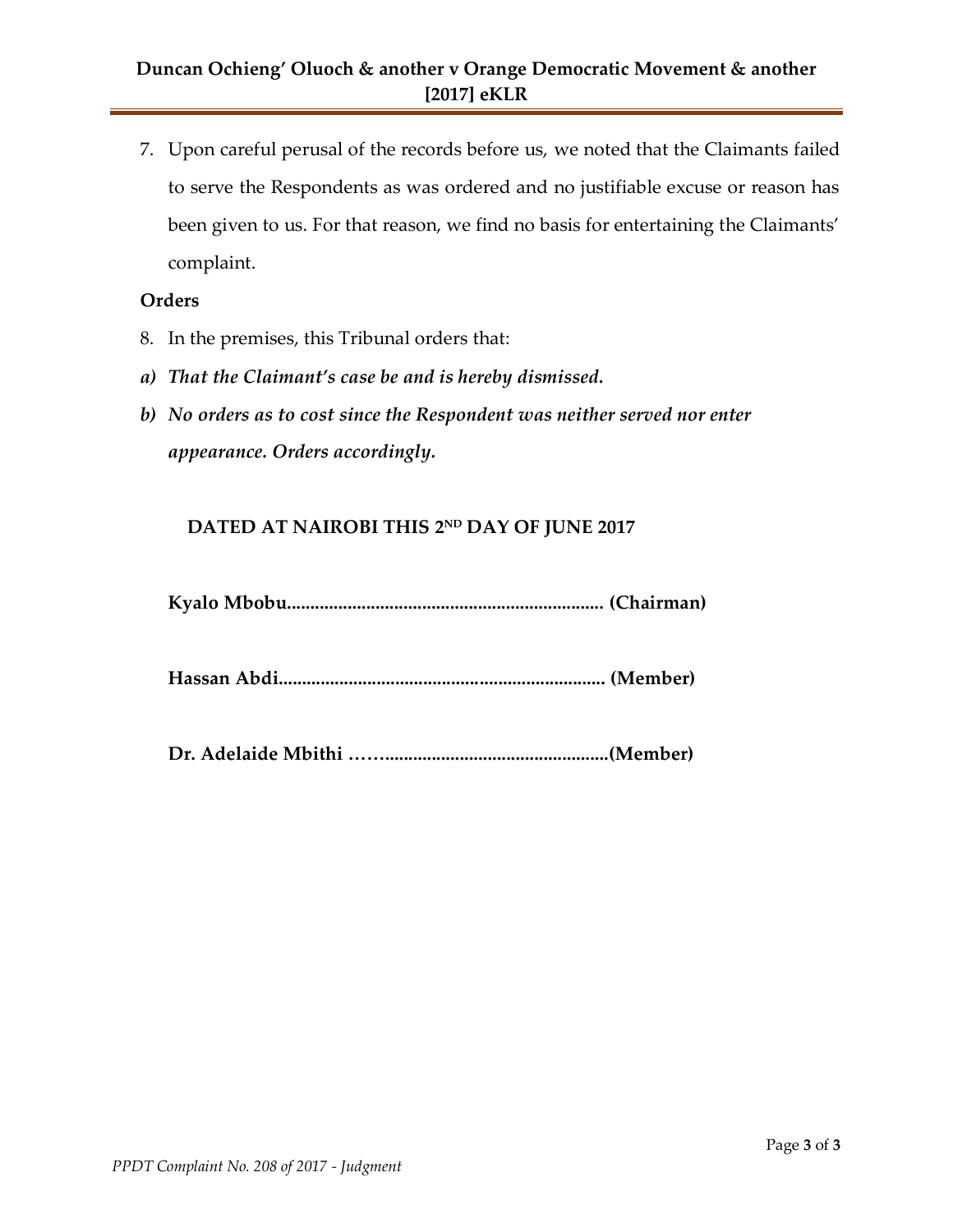7. Upon careful perusal of the records before us, we noted that the Claimants failed to serve the Respondents as was ordered and no justifiable excuse or reason has been given to us. For that reason, we find no basis for entertaining the Claimants' complaint.

**Orders**

8. In the premises, this Tribunal orders that:

***a) That the Claimant's case be and is hereby dismissed.***

***b) No orders as to cost since the Respondent was neither served nor enter appearance. Orders accordingly.***

**DATED AT NAIROBI THIS 2ND DAY OF JUNE 2017**

**Kyalo Mbobu.................................................................. (Chairman)**

**Hassan Abdi..................................................................... (Member)**

**Dr. Adelaide Mbithi …….................................................(Member)**